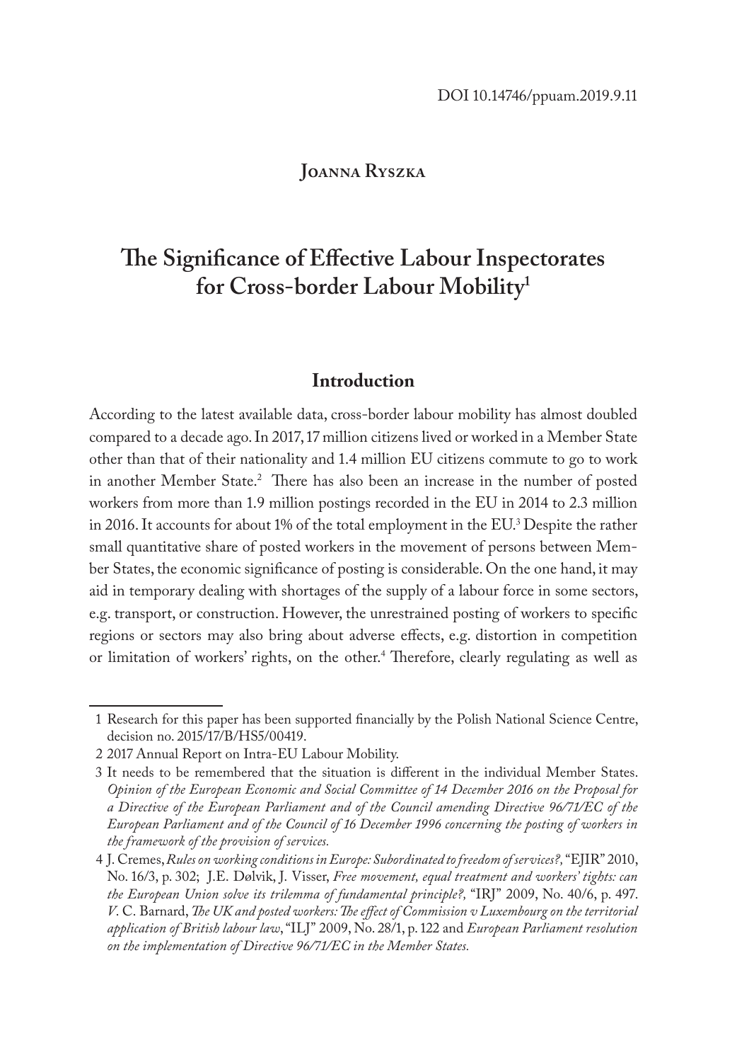DOI 10.14746/ppuam.2019.9.11

**Joanna Ryszka**

# The Significance of Effective Labour Inspectorates for Cross-border Labour Mobility[1]

## Introduction

According to the latest available data, cross-border labour mobility has almost doubled compared to a decade ago. In 2017, 17 million citizens lived or worked in a Member State other than that of their nationality and 1.4 million EU citizens commute to go to work in another Member State.[2] There has also been an increase in the number of posted workers from more than 1.9 million postings recorded in the EU in 2014 to 2.3 million in 2016. It accounts for about 1% of the total employment in the EU.[3] Despite the rather small quantitative share of posted workers in the movement of persons between Member States, the economic significance of posting is considerable. On the one hand, it may aid in temporary dealing with shortages of the supply of a labour force in some sectors, e.g. transport, or construction. However, the unrestrained posting of workers to specific regions or sectors may also bring about adverse effects, e.g. distortion in competition or limitation of workers' rights, on the other.[4] Therefore, clearly regulating as well as

---

1 Research for this paper has been supported financially by the Polish National Science Centre, decision no. 2015/17/B/HS5/00419.

2 2017 Annual Report on Intra-EU Labour Mobility.

3 It needs to be remembered that the situation is different in the individual Member States. *Opinion of the European Economic and Social Committee of 14 December 2016 on the Proposal for a Directive of the European Parliament and of the Council amending Directive 96/71/EC of the European Parliament and of the Council of 16 December 1996 concerning the posting of workers in the framework of the provision of services.*

4 J. Cremes, *Rules on working conditions in Europe: Subordinated to freedom of services?,* "EJIR" 2010, No. 16/3, p. 302; J.E. Dølvik, J. Visser, *Free movement, equal treatment and workers' tights: can the European Union solve its trilemma of fundamental principle?,* "IRJ" 2009, No. 40/6, p. 497. *V.* C. Barnard, *The UK and posted workers: The effect of Commission v Luxembourg on the territorial application of British labour law*, "ILJ" 2009, No. 28/1, p. 122 and *European Parliament resolution on the implementation of Directive 96/71/EC in the Member States.*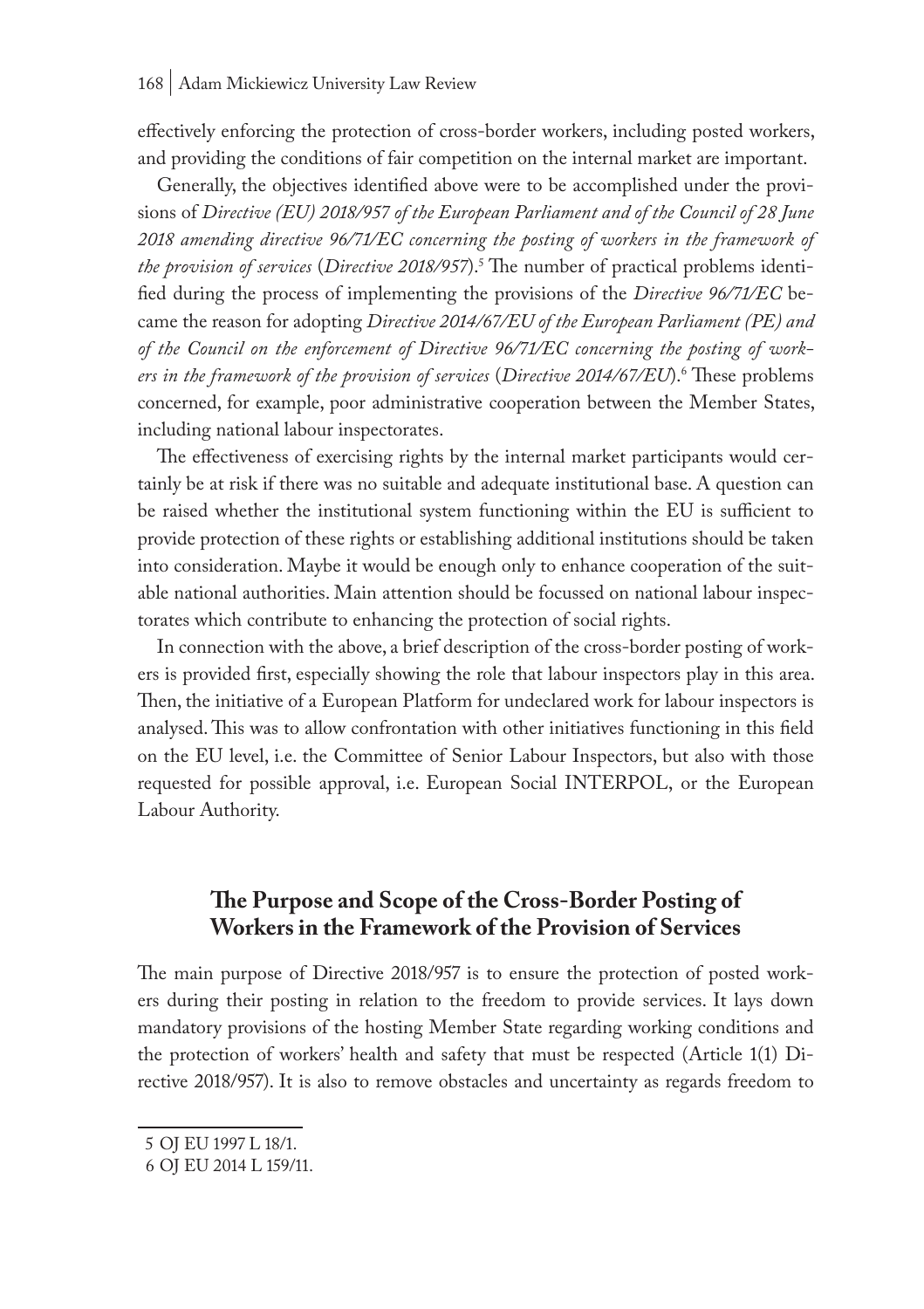effectively enforcing the protection of cross-border workers, including posted workers, and providing the conditions of fair competition on the internal market are important.

Generally, the objectives identified above were to be accomplished under the provisions of *Directive (EU) 2018/957 of the European Parliament and of the Council of 28 June 2018 amending directive 96/71/EC concerning the posting of workers in the framework of the provision of services* (*Directive 2018/957*).[5] The number of practical problems identified during the process of implementing the provisions of the *Directive 96/71/EC* became the reason for adopting *Directive 2014/67/EU of the European Parliament (PE) and of the Council on the enforcement of Directive 96/71/EC concerning the posting of workers in the framework of the provision of services* (*Directive 2014/67/EU*).[6] These problems concerned, for example, poor administrative cooperation between the Member States, including national labour inspectorates.

The effectiveness of exercising rights by the internal market participants would certainly be at risk if there was no suitable and adequate institutional base. A question can be raised whether the institutional system functioning within the EU is sufficient to provide protection of these rights or establishing additional institutions should be taken into consideration. Maybe it would be enough only to enhance cooperation of the suitable national authorities. Main attention should be focussed on national labour inspectorates which contribute to enhancing the protection of social rights.

In connection with the above, a brief description of the cross-border posting of workers is provided first, especially showing the role that labour inspectors play in this area. Then, the initiative of a European Platform for undeclared work for labour inspectors is analysed. This was to allow confrontation with other initiatives functioning in this field on the EU level, i.e. the Committee of Senior Labour Inspectors, but also with those requested for possible approval, i.e. European Social INTERPOL, or the European Labour Authority.

## The Purpose and Scope of the Cross-Border Posting of Workers in the Framework of the Provision of Services

The main purpose of Directive 2018/957 is to ensure the protection of posted workers during their posting in relation to the freedom to provide services. It lays down mandatory provisions of the hosting Member State regarding working conditions and the protection of workers' health and safety that must be respected (Article 1(1) Directive 2018/957). It is also to remove obstacles and uncertainty as regards freedom to

5 OJ EU 1997 L 18/1.

6 OJ EU 2014 L 159/11.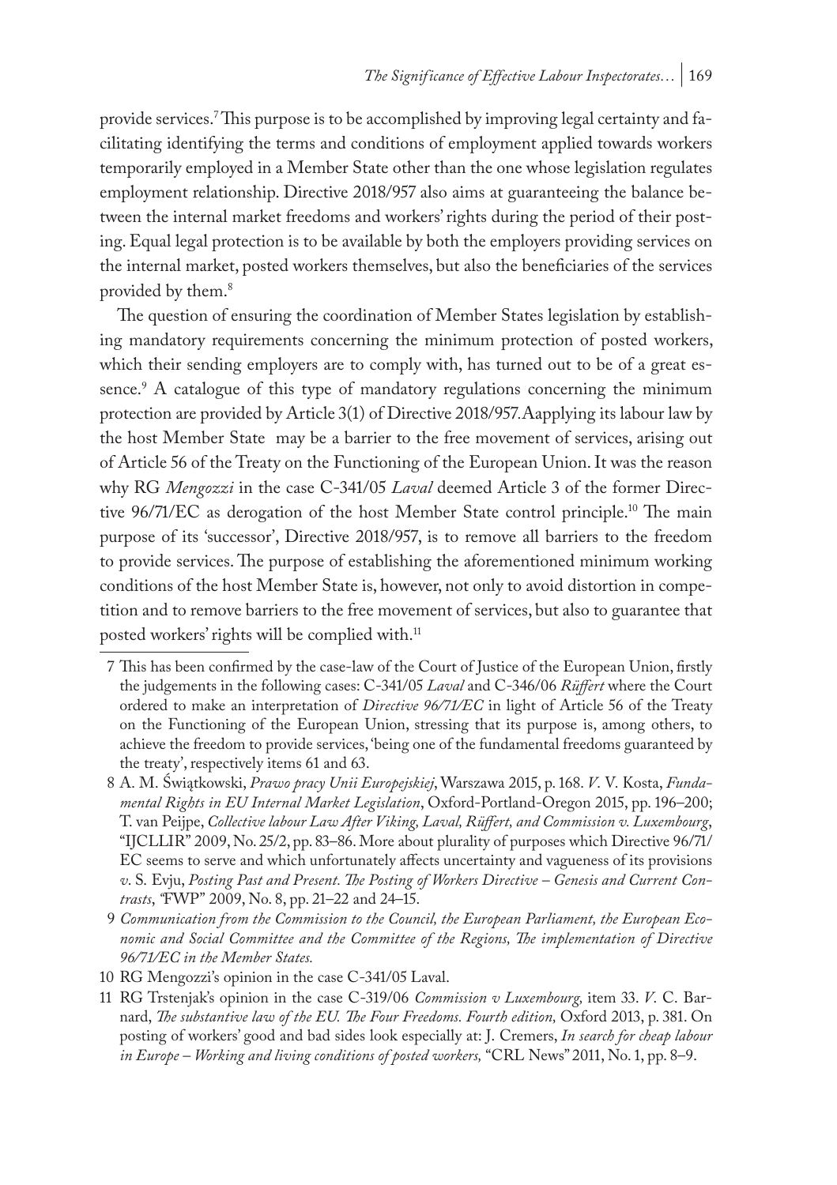provide services.[7] This purpose is to be accomplished by improving legal certainty and facilitating identifying the terms and conditions of employment applied towards workers temporarily employed in a Member State other than the one whose legislation regulates employment relationship. Directive 2018/957 also aims at guaranteeing the balance between the internal market freedoms and workers' rights during the period of their posting. Equal legal protection is to be available by both the employers providing services on the internal market, posted workers themselves, but also the beneficiaries of the services provided by them.[8]

The question of ensuring the coordination of Member States legislation by establishing mandatory requirements concerning the minimum protection of posted workers, which their sending employers are to comply with, has turned out to be of a great essence.[9] A catalogue of this type of mandatory regulations concerning the minimum protection are provided by Article 3(1) of Directive 2018/957.Aapplying its labour law by the host Member State may be a barrier to the free movement of services, arising out of Article 56 of the Treaty on the Functioning of the European Union. It was the reason why RG *Mengozzi* in the case C-341/05 *Laval* deemed Article 3 of the former Directive 96/71/EC as derogation of the host Member State control principle.[10] The main purpose of its 'successor', Directive 2018/957, is to remove all barriers to the freedom to provide services. The purpose of establishing the aforementioned minimum working conditions of the host Member State is, however, not only to avoid distortion in competition and to remove barriers to the free movement of services, but also to guarantee that posted workers' rights will be complied with.[11]

7 This has been confirmed by the case-law of the Court of Justice of the European Union, firstly the judgements in the following cases: C-341/05 *Laval* and C-346/06 *Rüffert* where the Court ordered to make an interpretation of *Directive 96/71/EC* in light of Article 56 of the Treaty on the Functioning of the European Union, stressing that its purpose is, among others, to achieve the freedom to provide services, 'being one of the fundamental freedoms guaranteed by the treaty', respectively items 61 and 63.

8 A. M. Świątkowski, *Prawo pracy Unii Europejskiej*, Warszawa 2015, p. 168. *V.* V. Kosta, *Fundamental Rights in EU Internal Market Legislation*, Oxford-Portland-Oregon 2015, pp. 196–200; T. van Peijpe, *Collective labour Law After Viking, Laval, Rüffert, and Commission v. Luxembourg*, "IJCLLIR" 2009, No. 25/2, pp. 83–86. More about plurality of purposes which Directive 96/71/EC seems to serve and which unfortunately affects uncertainty and vagueness of its provisions *v.* S. Evju, *Posting Past and Present. The Posting of Workers Directive – Genesis and Current Contrasts*, "FWP" 2009, No. 8, pp. 21–22 and 24–15.

9 *Communication from the Commission to the Council, the European Parliament, the European Economic and Social Committee and the Committee of the Regions, The implementation of Directive 96/71/EC in the Member States.*

10 RG Mengozzi's opinion in the case C-341/05 Laval.

11 RG Trstenjak's opinion in the case C-319/06 *Commission v Luxembourg,* item 33. *V.* C. Barnard, *The substantive law of the EU. The Four Freedoms. Fourth edition,* Oxford 2013, p. 381. On posting of workers' good and bad sides look especially at: J. Cremers, *In search for cheap labour in Europe – Working and living conditions of posted workers,* "CRL News" 2011, No. 1, pp. 8–9.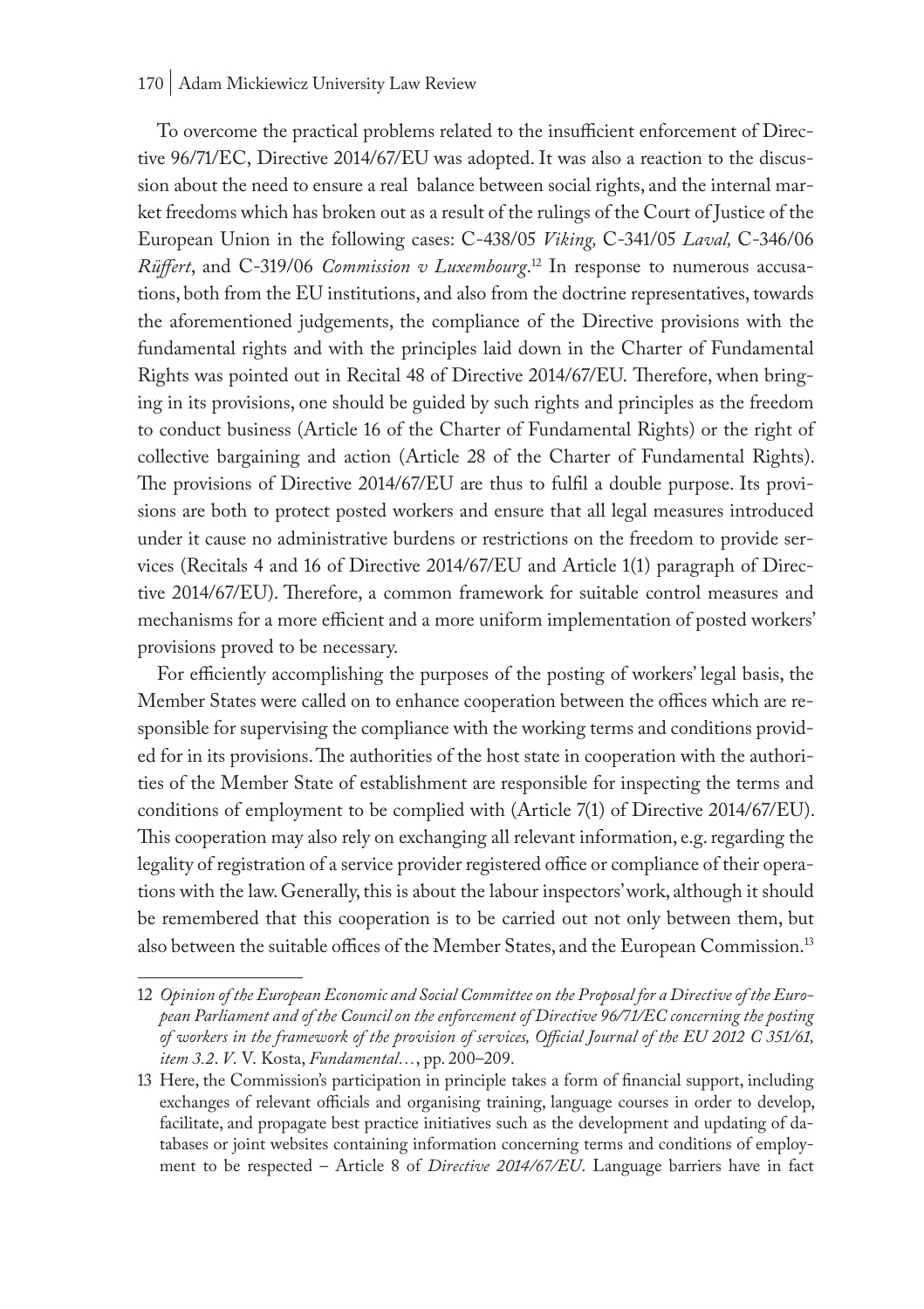To overcome the practical problems related to the insufficient enforcement of Directive 96/71/EC, Directive 2014/67/EU was adopted. It was also a reaction to the discussion about the need to ensure a real balance between social rights, and the internal market freedoms which has broken out as a result of the rulings of the Court of Justice of the European Union in the following cases: C-438/05 *Viking,* C-341/05 *Laval,* C-346/06 *Rüffert*, and C-319/06 *Commission v Luxembourg*.[12] In response to numerous accusations, both from the EU institutions, and also from the doctrine representatives, towards the aforementioned judgements, the compliance of the Directive provisions with the fundamental rights and with the principles laid down in the Charter of Fundamental Rights was pointed out in Recital 48 of Directive 2014/67/EU. Therefore, when bringing in its provisions, one should be guided by such rights and principles as the freedom to conduct business (Article 16 of the Charter of Fundamental Rights) or the right of collective bargaining and action (Article 28 of the Charter of Fundamental Rights). The provisions of Directive 2014/67/EU are thus to fulfil a double purpose. Its provisions are both to protect posted workers and ensure that all legal measures introduced under it cause no administrative burdens or restrictions on the freedom to provide services (Recitals 4 and 16 of Directive 2014/67/EU and Article 1(1) paragraph of Directive 2014/67/EU). Therefore, a common framework for suitable control measures and mechanisms for a more efficient and a more uniform implementation of posted workers' provisions proved to be necessary.

For efficiently accomplishing the purposes of the posting of workers' legal basis, the Member States were called on to enhance cooperation between the offices which are responsible for supervising the compliance with the working terms and conditions provided for in its provisions. The authorities of the host state in cooperation with the authorities of the Member State of establishment are responsible for inspecting the terms and conditions of employment to be complied with (Article 7(1) of Directive 2014/67/EU). This cooperation may also rely on exchanging all relevant information, e.g. regarding the legality of registration of a service provider registered office or compliance of their operations with the law. Generally, this is about the labour inspectors' work, although it should be remembered that this cooperation is to be carried out not only between them, but also between the suitable offices of the Member States, and the European Commission.[13]

---

12 *Opinion of the European Economic and Social Committee on the Proposal for a Directive of the European Parliament and of the Council on the enforcement of Directive 96/71/EC concerning the posting of workers in the framework of the provision of services, Official Journal of the EU 2012 C 351/61, item 3.2*. *V*. V. Kosta, *Fundamental…*, pp. 200–209.

13 Here, the Commission's participation in principle takes a form of financial support, including exchanges of relevant officials and organising training, language courses in order to develop, facilitate, and propagate best practice initiatives such as the development and updating of databases or joint websites containing information concerning terms and conditions of employment to be respected – Article 8 of *Directive 2014/67/EU*. Language barriers have in fact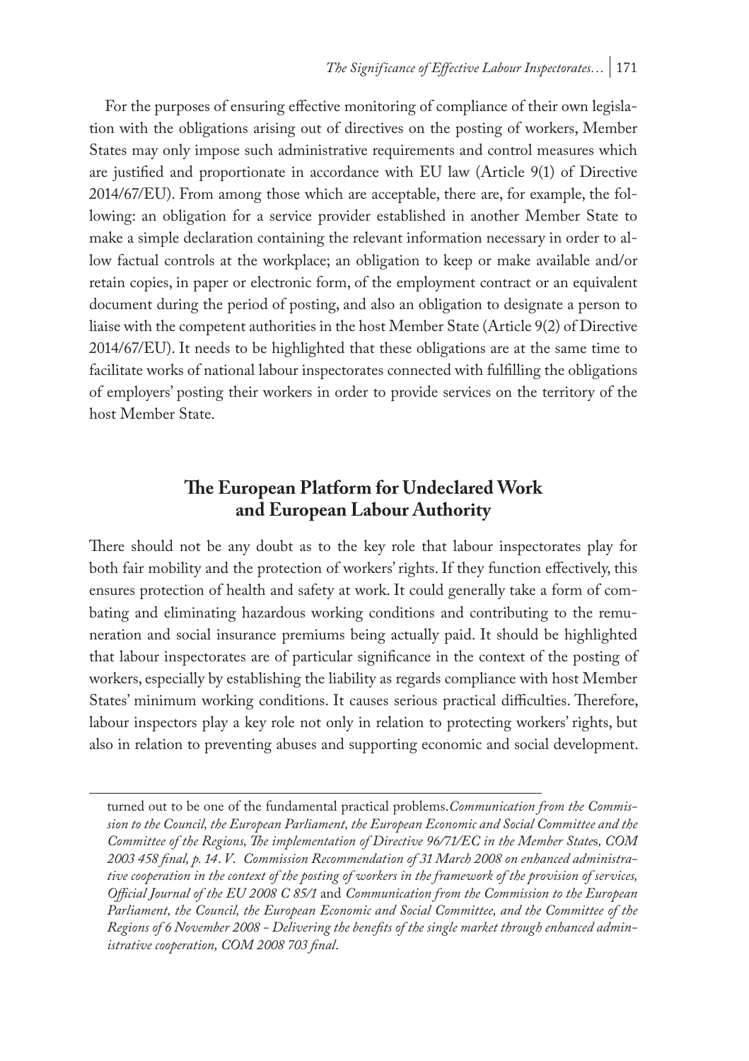For the purposes of ensuring effective monitoring of compliance of their own legislation with the obligations arising out of directives on the posting of workers, Member States may only impose such administrative requirements and control measures which are justified and proportionate in accordance with EU law (Article 9(1) of Directive 2014/67/EU). From among those which are acceptable, there are, for example, the following: an obligation for a service provider established in another Member State to make a simple declaration containing the relevant information necessary in order to allow factual controls at the workplace; an obligation to keep or make available and/or retain copies, in paper or electronic form, of the employment contract or an equivalent document during the period of posting, and also an obligation to designate a person to liaise with the competent authorities in the host Member State (Article 9(2) of Directive 2014/67/EU). It needs to be highlighted that these obligations are at the same time to facilitate works of national labour inspectorates connected with fulfilling the obligations of employers' posting their workers in order to provide services on the territory of the host Member State.

## The European Platform for Undeclared Work and European Labour Authority

There should not be any doubt as to the key role that labour inspectorates play for both fair mobility and the protection of workers' rights. If they function effectively, this ensures protection of health and safety at work. It could generally take a form of combating and eliminating hazardous working conditions and contributing to the remuneration and social insurance premiums being actually paid. It should be highlighted that labour inspectorates are of particular significance in the context of the posting of workers, especially by establishing the liability as regards compliance with host Member States' minimum working conditions. It causes serious practical difficulties. Therefore, labour inspectors play a key role not only in relation to protecting workers' rights, but also in relation to preventing abuses and supporting economic and social development.

---

turned out to be one of the fundamental practical problems. *Communication from the Commission to the Council, the European Parliament, the European Economic and Social Committee and the Committee of the Regions, The implementation of Directive 96/71/EC in the Member States, COM 2003 458 final, p. 14. V. Commission Recommendation of 31 March 2008 on enhanced administrative cooperation in the context of the posting of workers in the framework of the provision of services, Official Journal of the EU 2008 C 85/1* and *Communication from the Commission to the European Parliament, the Council, the European Economic and Social Committee, and the Committee of the Regions of 6 November 2008 - Delivering the benefits of the single market through enhanced administrative cooperation, COM 2008 703 final*.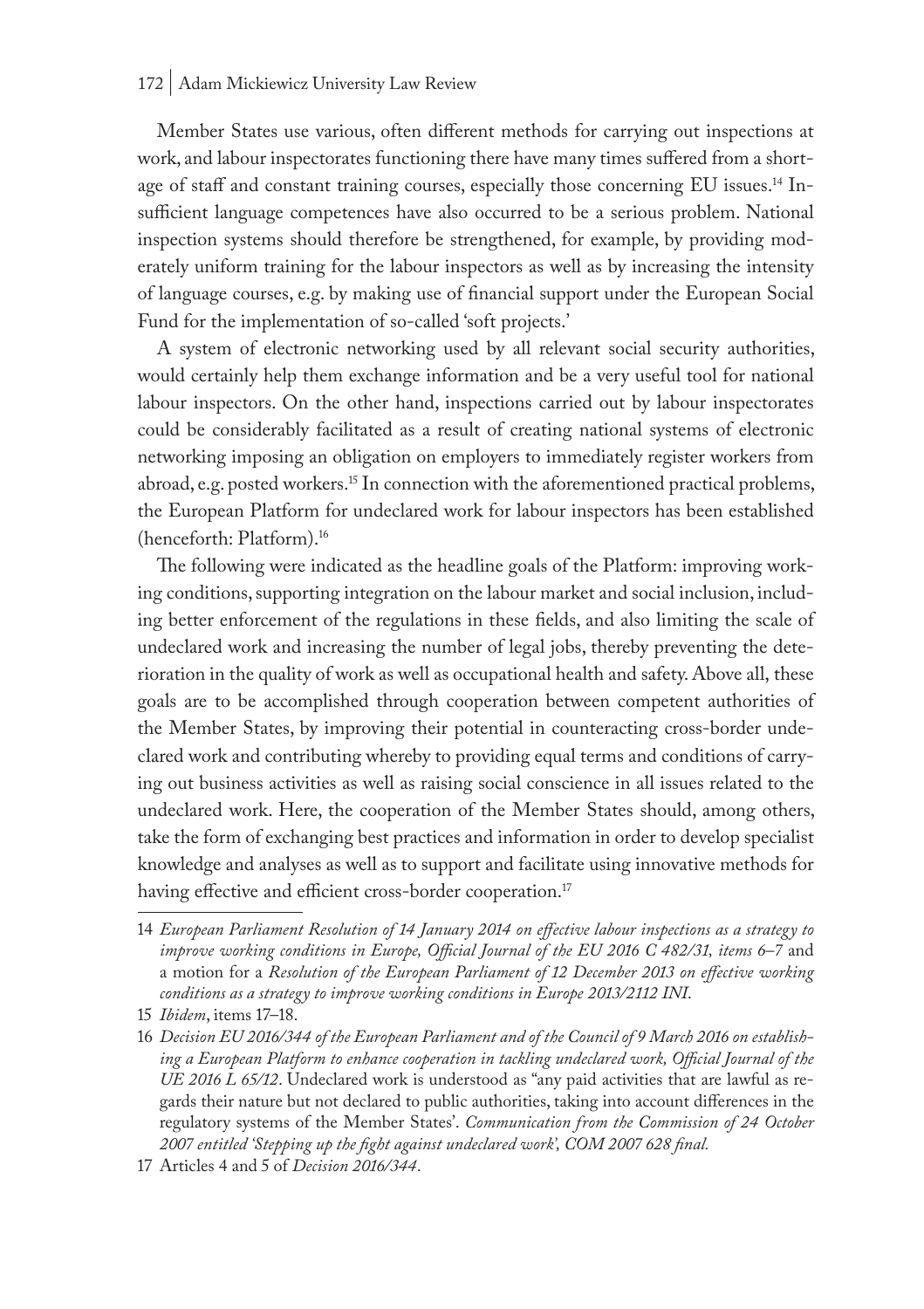Member States use various, often different methods for carrying out inspections at work, and labour inspectorates functioning there have many times suffered from a shortage of staff and constant training courses, especially those concerning EU issues.[14] Insufficient language competences have also occurred to be a serious problem. National inspection systems should therefore be strengthened, for example, by providing moderately uniform training for the labour inspectors as well as by increasing the intensity of language courses, e.g. by making use of financial support under the European Social Fund for the implementation of so-called 'soft projects.'

A system of electronic networking used by all relevant social security authorities, would certainly help them exchange information and be a very useful tool for national labour inspectors. On the other hand, inspections carried out by labour inspectorates could be considerably facilitated as a result of creating national systems of electronic networking imposing an obligation on employers to immediately register workers from abroad, e.g. posted workers.[15] In connection with the aforementioned practical problems, the European Platform for undeclared work for labour inspectors has been established (henceforth: Platform).[16]

The following were indicated as the headline goals of the Platform: improving working conditions, supporting integration on the labour market and social inclusion, including better enforcement of the regulations in these fields, and also limiting the scale of undeclared work and increasing the number of legal jobs, thereby preventing the deterioration in the quality of work as well as occupational health and safety. Above all, these goals are to be accomplished through cooperation between competent authorities of the Member States, by improving their potential in counteracting cross-border undeclared work and contributing whereby to providing equal terms and conditions of carrying out business activities as well as raising social conscience in all issues related to the undeclared work. Here, the cooperation of the Member States should, among others, take the form of exchanging best practices and information in order to develop specialist knowledge and analyses as well as to support and facilitate using innovative methods for having effective and efficient cross-border cooperation.[17]

---

14 *European Parliament Resolution of 14 January 2014 on effective labour inspections as a strategy to improve working conditions in Europe, Official Journal of the EU 2016 C 482/31, items 6–7* and a motion for a *Resolution of the European Parliament of 12 December 2013 on effective working conditions as a strategy to improve working conditions in Europe 2013/2112 INI*.

15 *Ibidem*, items 17–18.

16 *Decision EU 2016/344 of the European Parliament and of the Council of 9 March 2016 on establishing a European Platform to enhance cooperation in tackling undeclared work, Official Journal of the UE 2016 L 65/12*. Undeclared work is understood as "any paid activities that are lawful as regards their nature but not declared to public authorities, taking into account differences in the regulatory systems of the Member States'. *Communication from the Commission of 24 October 2007 entitled 'Stepping up the fight against undeclared work', COM 2007 628 final.*

17 Articles 4 and 5 of *Decision 2016/344*.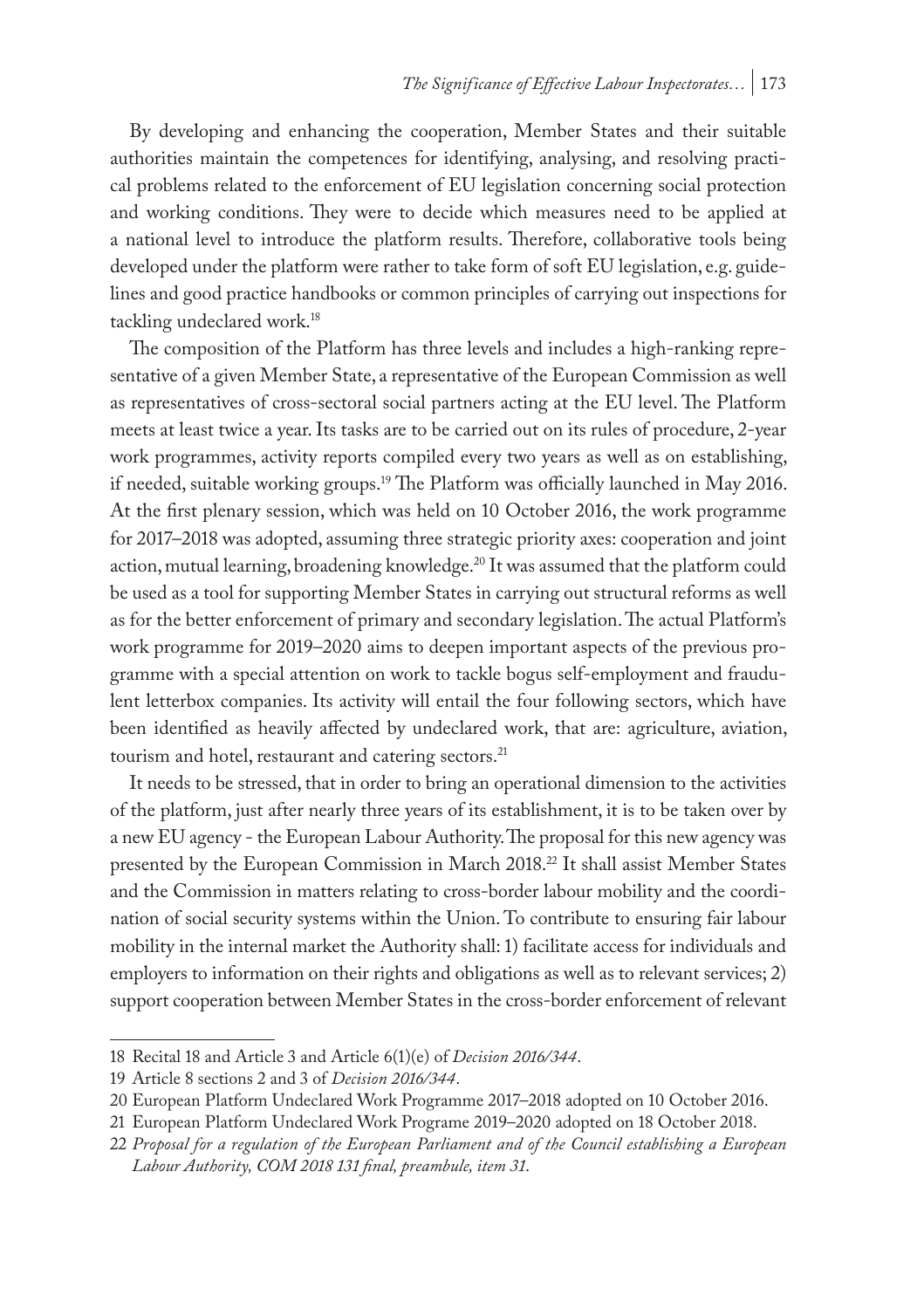By developing and enhancing the cooperation, Member States and their suitable authorities maintain the competences for identifying, analysing, and resolving practical problems related to the enforcement of EU legislation concerning social protection and working conditions. They were to decide which measures need to be applied at a national level to introduce the platform results. Therefore, collaborative tools being developed under the platform were rather to take form of soft EU legislation, e.g. guidelines and good practice handbooks or common principles of carrying out inspections for tackling undeclared work.[18]

The composition of the Platform has three levels and includes a high-ranking representative of a given Member State, a representative of the European Commission as well as representatives of cross-sectoral social partners acting at the EU level. The Platform meets at least twice a year. Its tasks are to be carried out on its rules of procedure, 2-year work programmes, activity reports compiled every two years as well as on establishing, if needed, suitable working groups.[19] The Platform was officially launched in May 2016. At the first plenary session, which was held on 10 October 2016, the work programme for 2017–2018 was adopted, assuming three strategic priority axes: cooperation and joint action, mutual learning, broadening knowledge.[20] It was assumed that the platform could be used as a tool for supporting Member States in carrying out structural reforms as well as for the better enforcement of primary and secondary legislation. The actual Platform's work programme for 2019–2020 aims to deepen important aspects of the previous programme with a special attention on work to tackle bogus self-employment and fraudulent letterbox companies. Its activity will entail the four following sectors, which have been identified as heavily affected by undeclared work, that are: agriculture, aviation, tourism and hotel, restaurant and catering sectors.[21]

It needs to be stressed, that in order to bring an operational dimension to the activities of the platform, just after nearly three years of its establishment, it is to be taken over by a new EU agency - the European Labour Authority. The proposal for this new agency was presented by the European Commission in March 2018.[22] It shall assist Member States and the Commission in matters relating to cross-border labour mobility and the coordination of social security systems within the Union. To contribute to ensuring fair labour mobility in the internal market the Authority shall: 1) facilitate access for individuals and employers to information on their rights and obligations as well as to relevant services; 2) support cooperation between Member States in the cross-border enforcement of relevant

---

18 Recital 18 and Article 3 and Article 6(1)(e) of *Decision 2016/344*.

19 Article 8 sections 2 and 3 of *Decision 2016/344*.

20 European Platform Undeclared Work Programme 2017–2018 adopted on 10 October 2016.

21 European Platform Undeclared Work Programe 2019–2020 adopted on 18 October 2018.

22 *Proposal for a regulation of the European Parliament and of the Council establishing a European Labour Authority, COM 2018 131 final, preambule, item 31.*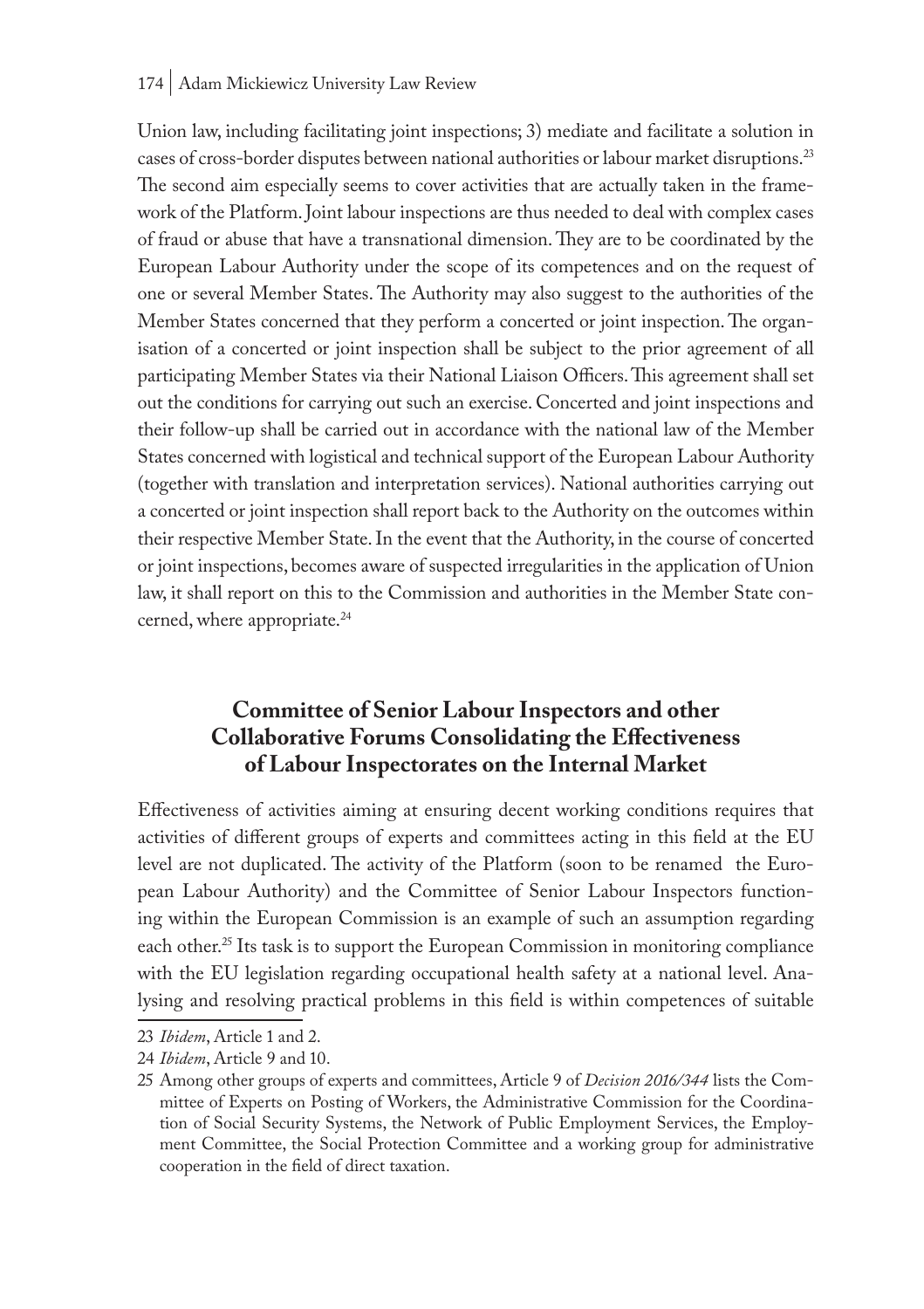Union law, including facilitating joint inspections; 3) mediate and facilitate a solution in cases of cross-border disputes between national authorities or labour market disruptions.[23] The second aim especially seems to cover activities that are actually taken in the framework of the Platform. Joint labour inspections are thus needed to deal with complex cases of fraud or abuse that have a transnational dimension. They are to be coordinated by the European Labour Authority under the scope of its competences and on the request of one or several Member States. The Authority may also suggest to the authorities of the Member States concerned that they perform a concerted or joint inspection. The organisation of a concerted or joint inspection shall be subject to the prior agreement of all participating Member States via their National Liaison Officers. This agreement shall set out the conditions for carrying out such an exercise. Concerted and joint inspections and their follow-up shall be carried out in accordance with the national law of the Member States concerned with logistical and technical support of the European Labour Authority (together with translation and interpretation services). National authorities carrying out a concerted or joint inspection shall report back to the Authority on the outcomes within their respective Member State. In the event that the Authority, in the course of concerted or joint inspections, becomes aware of suspected irregularities in the application of Union law, it shall report on this to the Commission and authorities in the Member State concerned, where appropriate.[24]

## Committee of Senior Labour Inspectors and other Collaborative Forums Consolidating the Effectiveness of Labour Inspectorates on the Internal Market

Effectiveness of activities aiming at ensuring decent working conditions requires that activities of different groups of experts and committees acting in this field at the EU level are not duplicated. The activity of the Platform (soon to be renamed the European Labour Authority) and the Committee of Senior Labour Inspectors functioning within the European Commission is an example of such an assumption regarding each other.[25] Its task is to support the European Commission in monitoring compliance with the EU legislation regarding occupational health safety at a national level. Analysing and resolving practical problems in this field is within competences of suitable

---

23 *Ibidem*, Article 1 and 2.

24 *Ibidem*, Article 9 and 10.

25 Among other groups of experts and committees, Article 9 of *Decision 2016/344* lists the Committee of Experts on Posting of Workers, the Administrative Commission for the Coordination of Social Security Systems, the Network of Public Employment Services, the Employment Committee, the Social Protection Committee and a working group for administrative cooperation in the field of direct taxation.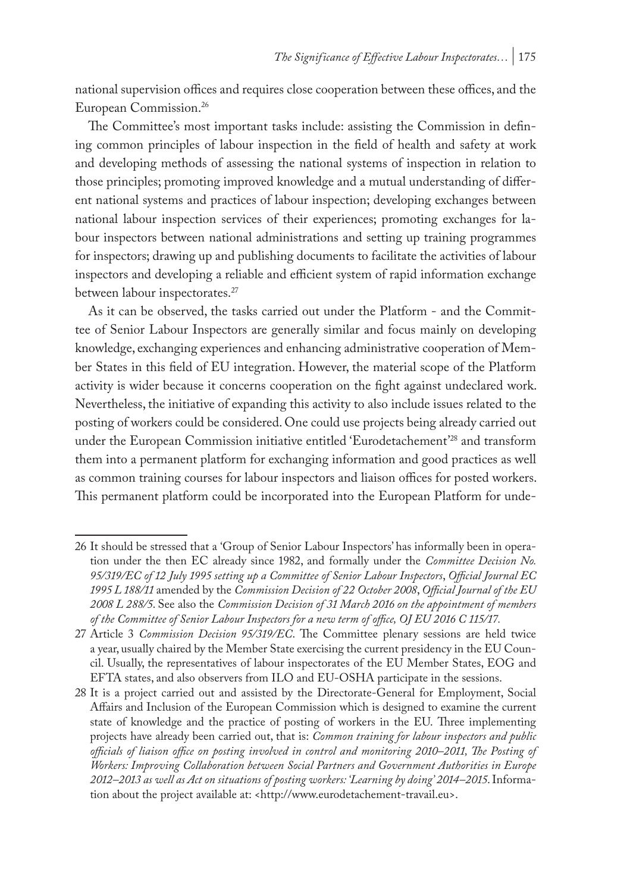national supervision offices and requires close cooperation between these offices, and the European Commission.[26]

The Committee's most important tasks include: assisting the Commission in defining common principles of labour inspection in the field of health and safety at work and developing methods of assessing the national systems of inspection in relation to those principles; promoting improved knowledge and a mutual understanding of different national systems and practices of labour inspection; developing exchanges between national labour inspection services of their experiences; promoting exchanges for labour inspectors between national administrations and setting up training programmes for inspectors; drawing up and publishing documents to facilitate the activities of labour inspectors and developing a reliable and efficient system of rapid information exchange between labour inspectorates.[27]

As it can be observed, the tasks carried out under the Platform - and the Committee of Senior Labour Inspectors are generally similar and focus mainly on developing knowledge, exchanging experiences and enhancing administrative cooperation of Member States in this field of EU integration. However, the material scope of the Platform activity is wider because it concerns cooperation on the fight against undeclared work. Nevertheless, the initiative of expanding this activity to also include issues related to the posting of workers could be considered. One could use projects being already carried out under the European Commission initiative entitled 'Eurodetachement'[28] and transform them into a permanent platform for exchanging information and good practices as well as common training courses for labour inspectors and liaison offices for posted workers. This permanent platform could be incorporated into the European Platform for unde-

---

26 It should be stressed that a 'Group of Senior Labour Inspectors' has informally been in operation under the then EC already since 1982, and formally under the *Committee Decision No. 95/319/EC of 12 July 1995 setting up a Committee of Senior Labour Inspectors*, *Official Journal EC 1995 L 188/11* amended by the *Commission Decision of 22 October 2008*, *Official Journal of the EU 2008 L 288/5*. See also the *Commission Decision of 31 March 2016 on the appointment of members of the Committee of Senior Labour Inspectors for a new term of office, OJ EU 2016 C 115/17*.

27 Article 3 *Commission Decision 95/319/EC*. The Committee plenary sessions are held twice a year, usually chaired by the Member State exercising the current presidency in the EU Council. Usually, the representatives of labour inspectorates of the EU Member States, EOG and EFTA states, and also observers from ILO and EU-OSHA participate in the sessions.

28 It is a project carried out and assisted by the Directorate-General for Employment, Social Affairs and Inclusion of the European Commission which is designed to examine the current state of knowledge and the practice of posting of workers in the EU. Three implementing projects have already been carried out, that is: *Common training for labour inspectors and public officials of liaison office on posting involved in control and monitoring 2010–2011, The Posting of Workers: Improving Collaboration between Social Partners and Government Authorities in Europe 2012–2013 as well as Act on situations of posting workers: 'Learning by doing' 2014–2015.* Information about the project available at: <http://www.eurodetachement-travail.eu>.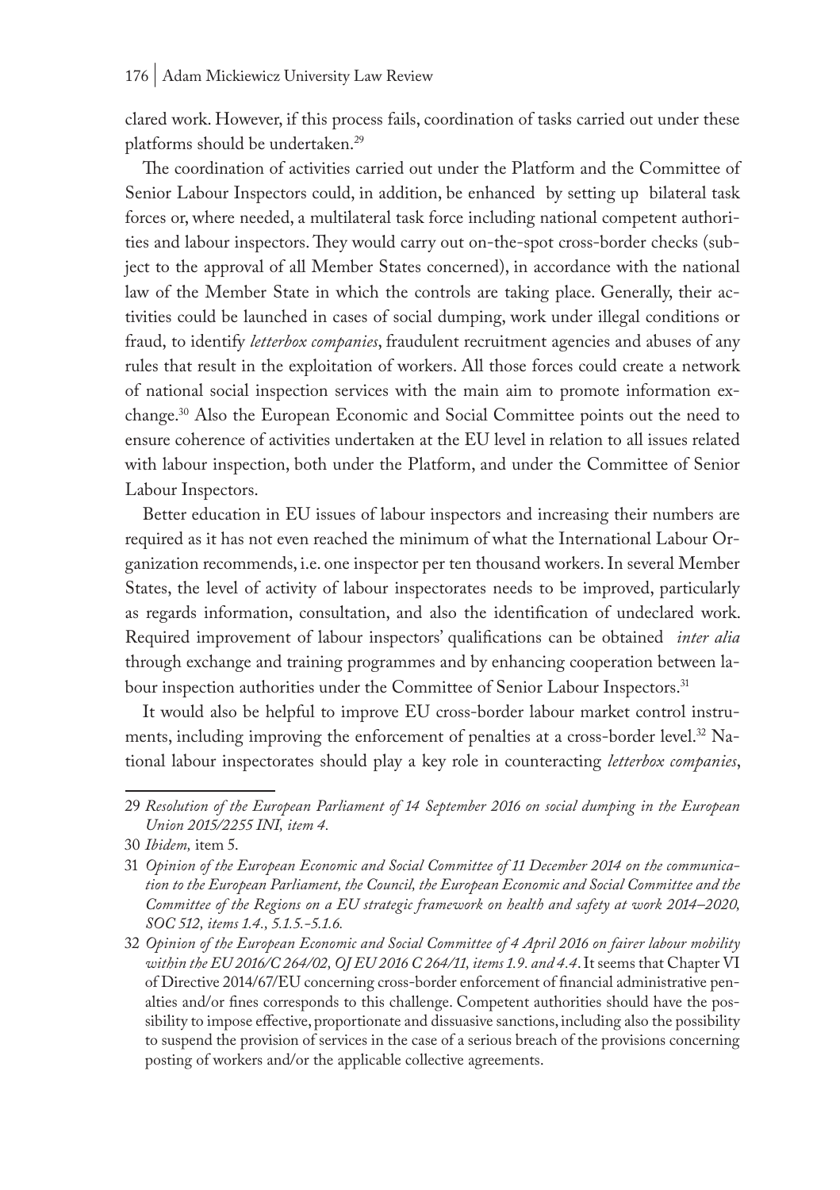clared work. However, if this process fails, coordination of tasks carried out under these platforms should be undertaken.[29]

The coordination of activities carried out under the Platform and the Committee of Senior Labour Inspectors could, in addition, be enhanced by setting up bilateral task forces or, where needed, a multilateral task force including national competent authorities and labour inspectors. They would carry out on-the-spot cross-border checks (subject to the approval of all Member States concerned), in accordance with the national law of the Member State in which the controls are taking place. Generally, their activities could be launched in cases of social dumping, work under illegal conditions or fraud, to identify *letterbox companies*, fraudulent recruitment agencies and abuses of any rules that result in the exploitation of workers. All those forces could create a network of national social inspection services with the main aim to promote information exchange.[30] Also the European Economic and Social Committee points out the need to ensure coherence of activities undertaken at the EU level in relation to all issues related with labour inspection, both under the Platform, and under the Committee of Senior Labour Inspectors.

Better education in EU issues of labour inspectors and increasing their numbers are required as it has not even reached the minimum of what the International Labour Organization recommends, i.e. one inspector per ten thousand workers. In several Member States, the level of activity of labour inspectorates needs to be improved, particularly as regards information, consultation, and also the identification of undeclared work. Required improvement of labour inspectors' qualifications can be obtained *inter alia* through exchange and training programmes and by enhancing cooperation between labour inspection authorities under the Committee of Senior Labour Inspectors.[31]

It would also be helpful to improve EU cross-border labour market control instruments, including improving the enforcement of penalties at a cross-border level.[32] National labour inspectorates should play a key role in counteracting *letterbox companies*,

---

29 *Resolution of the European Parliament of 14 September 2016 on social dumping in the European Union 2015/2255 INI, item 4.*

30 *Ibidem,* item 5.

31 *Opinion of the European Economic and Social Committee of 11 December 2014 on the communication to the European Parliament, the Council, the European Economic and Social Committee and the Committee of the Regions on a EU strategic framework on health and safety at work 2014–2020, SOC 512, items 1.4., 5.1.5.-5.1.6.*

32 *Opinion of the European Economic and Social Committee of 4 April 2016 on fairer labour mobility within the EU 2016/C 264/02, OJ EU 2016 C 264/11, items 1.9. and 4.4*. It seems that Chapter VI of Directive 2014/67/EU concerning cross-border enforcement of financial administrative penalties and/or fines corresponds to this challenge. Competent authorities should have the possibility to impose effective, proportionate and dissuasive sanctions, including also the possibility to suspend the provision of services in the case of a serious breach of the provisions concerning posting of workers and/or the applicable collective agreements.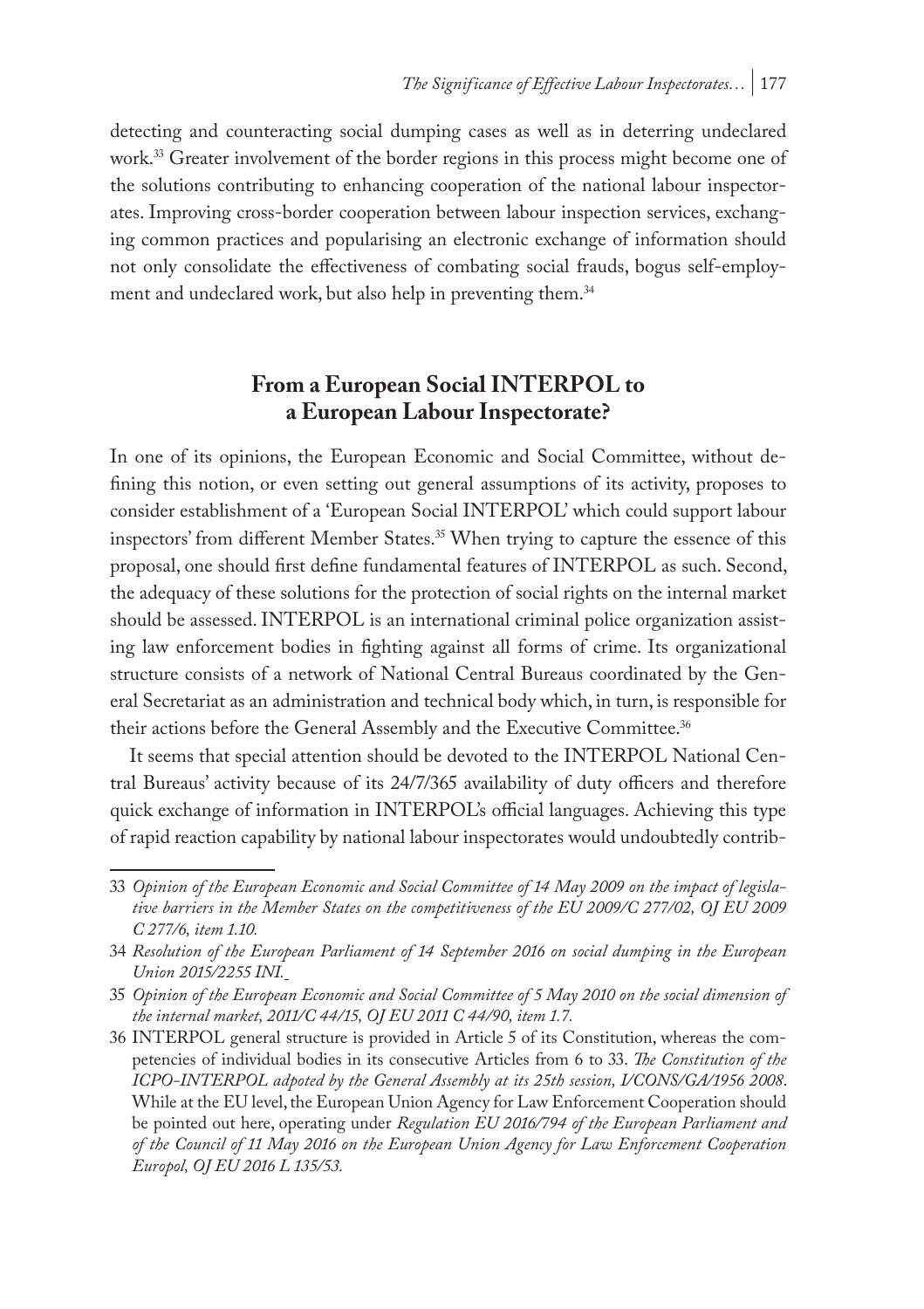detecting and counteracting social dumping cases as well as in deterring undeclared work.[33] Greater involvement of the border regions in this process might become one of the solutions contributing to enhancing cooperation of the national labour inspectorates. Improving cross-border cooperation between labour inspection services, exchanging common practices and popularising an electronic exchange of information should not only consolidate the effectiveness of combating social frauds, bogus self-employment and undeclared work, but also help in preventing them.[34]

## From a European Social INTERPOL to a European Labour Inspectorate?

In one of its opinions, the European Economic and Social Committee, without defining this notion, or even setting out general assumptions of its activity, proposes to consider establishment of a 'European Social INTERPOL' which could support labour inspectors' from different Member States.[35] When trying to capture the essence of this proposal, one should first define fundamental features of INTERPOL as such. Second, the adequacy of these solutions for the protection of social rights on the internal market should be assessed. INTERPOL is an international criminal police organization assisting law enforcement bodies in fighting against all forms of crime. Its organizational structure consists of a network of National Central Bureaus coordinated by the General Secretariat as an administration and technical body which, in turn, is responsible for their actions before the General Assembly and the Executive Committee.[36]

It seems that special attention should be devoted to the INTERPOL National Central Bureaus' activity because of its 24/7/365 availability of duty officers and therefore quick exchange of information in INTERPOL's official languages. Achieving this type of rapid reaction capability by national labour inspectorates would undoubtedly contrib-

---

33 *Opinion of the European Economic and Social Committee of 14 May 2009 on the impact of legislative barriers in the Member States on the competitiveness of the EU 2009/C 277/02, OJ EU 2009 C 277/6, item 1.10.*

34 *Resolution of the European Parliament of 14 September 2016 on social dumping in the European Union 2015/2255 INI.*

35 *Opinion of the European Economic and Social Committee of 5 May 2010 on the social dimension of the internal market, 2011/C 44/15, OJ EU 2011 C 44/90, item 1.7.*

36 INTERPOL general structure is provided in Article 5 of its Constitution, whereas the competencies of individual bodies in its consecutive Articles from 6 to 33. *The Constitution of the ICPO-INTERPOL adpoted by the General Assembly at its 25th session, I/CONS/GA/1956 2008*. While at the EU level, the European Union Agency for Law Enforcement Cooperation should be pointed out here, operating under *Regulation EU 2016/794 of the European Parliament and of the Council of 11 May 2016 on the European Union Agency for Law Enforcement Cooperation Europol, OJ EU 2016 L 135/53.*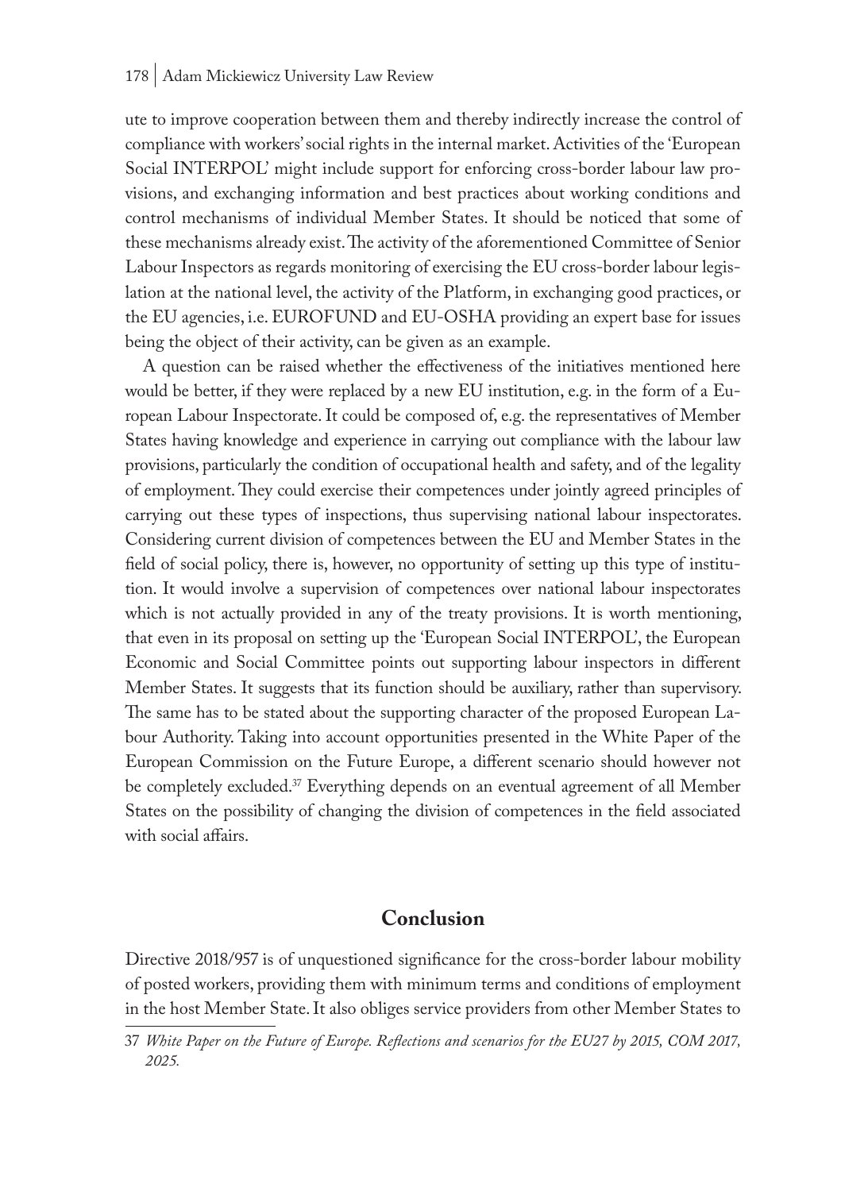ute to improve cooperation between them and thereby indirectly increase the control of compliance with workers' social rights in the internal market. Activities of the 'European Social INTERPOL' might include support for enforcing cross-border labour law provisions, and exchanging information and best practices about working conditions and control mechanisms of individual Member States. It should be noticed that some of these mechanisms already exist. The activity of the aforementioned Committee of Senior Labour Inspectors as regards monitoring of exercising the EU cross-border labour legislation at the national level, the activity of the Platform, in exchanging good practices, or the EU agencies, i.e. EUROFUND and EU-OSHA providing an expert base for issues being the object of their activity, can be given as an example.

A question can be raised whether the effectiveness of the initiatives mentioned here would be better, if they were replaced by a new EU institution, e.g. in the form of a European Labour Inspectorate. It could be composed of, e.g. the representatives of Member States having knowledge and experience in carrying out compliance with the labour law provisions, particularly the condition of occupational health and safety, and of the legality of employment. They could exercise their competences under jointly agreed principles of carrying out these types of inspections, thus supervising national labour inspectorates. Considering current division of competences between the EU and Member States in the field of social policy, there is, however, no opportunity of setting up this type of institution. It would involve a supervision of competences over national labour inspectorates which is not actually provided in any of the treaty provisions. It is worth mentioning, that even in its proposal on setting up the 'European Social INTERPOL', the European Economic and Social Committee points out supporting labour inspectors in different Member States. It suggests that its function should be auxiliary, rather than supervisory. The same has to be stated about the supporting character of the proposed European Labour Authority. Taking into account opportunities presented in the White Paper of the European Commission on the Future Europe, a different scenario should however not be completely excluded.[37] Everything depends on an eventual agreement of all Member States on the possibility of changing the division of competences in the field associated with social affairs.

## Conclusion

Directive 2018/957 is of unquestioned significance for the cross-border labour mobility of posted workers, providing them with minimum terms and conditions of employment in the host Member State. It also obliges service providers from other Member States to

---

37 *White Paper on the Future of Europe. Reflections and scenarios for the EU27 by 2015, COM 2017, 2025.*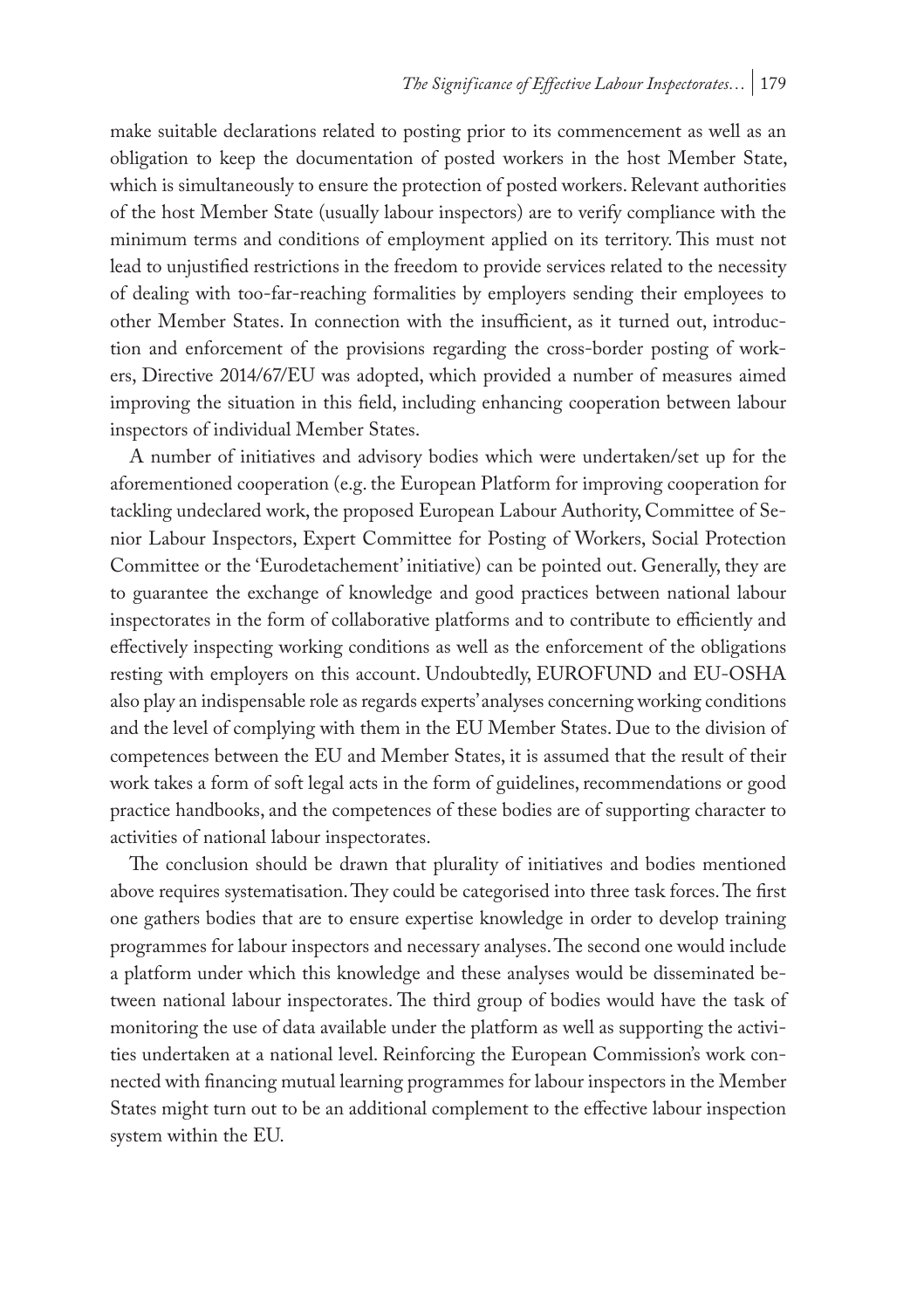make suitable declarations related to posting prior to its commencement as well as an obligation to keep the documentation of posted workers in the host Member State, which is simultaneously to ensure the protection of posted workers. Relevant authorities of the host Member State (usually labour inspectors) are to verify compliance with the minimum terms and conditions of employment applied on its territory. This must not lead to unjustified restrictions in the freedom to provide services related to the necessity of dealing with too-far-reaching formalities by employers sending their employees to other Member States. In connection with the insufficient, as it turned out, introduction and enforcement of the provisions regarding the cross-border posting of workers, Directive 2014/67/EU was adopted, which provided a number of measures aimed improving the situation in this field, including enhancing cooperation between labour inspectors of individual Member States.

A number of initiatives and advisory bodies which were undertaken/set up for the aforementioned cooperation (e.g. the European Platform for improving cooperation for tackling undeclared work, the proposed European Labour Authority, Committee of Senior Labour Inspectors, Expert Committee for Posting of Workers, Social Protection Committee or the 'Eurodetachement' initiative) can be pointed out. Generally, they are to guarantee the exchange of knowledge and good practices between national labour inspectorates in the form of collaborative platforms and to contribute to efficiently and effectively inspecting working conditions as well as the enforcement of the obligations resting with employers on this account. Undoubtedly, EUROFUND and EU-OSHA also play an indispensable role as regards experts' analyses concerning working conditions and the level of complying with them in the EU Member States. Due to the division of competences between the EU and Member States, it is assumed that the result of their work takes a form of soft legal acts in the form of guidelines, recommendations or good practice handbooks, and the competences of these bodies are of supporting character to activities of national labour inspectorates.

The conclusion should be drawn that plurality of initiatives and bodies mentioned above requires systematisation. They could be categorised into three task forces. The first one gathers bodies that are to ensure expertise knowledge in order to develop training programmes for labour inspectors and necessary analyses. The second one would include a platform under which this knowledge and these analyses would be disseminated between national labour inspectorates. The third group of bodies would have the task of monitoring the use of data available under the platform as well as supporting the activities undertaken at a national level. Reinforcing the European Commission's work connected with financing mutual learning programmes for labour inspectors in the Member States might turn out to be an additional complement to the effective labour inspection system within the EU.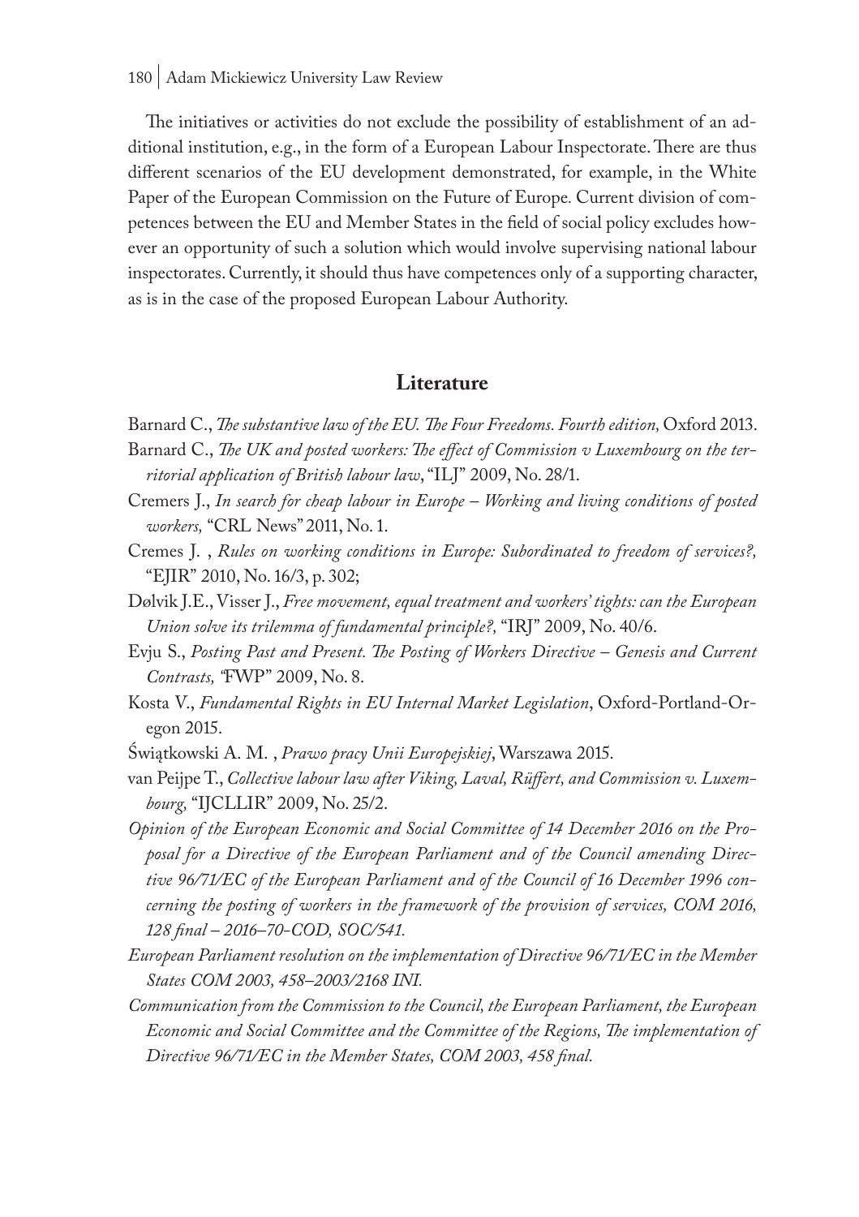The initiatives or activities do not exclude the possibility of establishment of an additional institution, e.g., in the form of a European Labour Inspectorate. There are thus different scenarios of the EU development demonstrated, for example, in the White Paper of the European Commission on the Future of Europe. Current division of competences between the EU and Member States in the field of social policy excludes however an opportunity of such a solution which would involve supervising national labour inspectorates. Currently, it should thus have competences only of a supporting character, as is in the case of the proposed European Labour Authority.

## Literature

Barnard C., *The substantive law of the EU. The Four Freedoms. Fourth edition,* Oxford 2013.

Barnard C., *The UK and posted workers: The effect of Commission v Luxembourg on the territorial application of British labour law*, "ILJ" 2009, No. 28/1.

Cremers J., *In search for cheap labour in Europe – Working and living conditions of posted workers,* "CRL News" 2011, No. 1.

Cremes J. , *Rules on working conditions in Europe: Subordinated to freedom of services?,* "EJIR" 2010, No. 16/3, p. 302;

Dølvik J.E., Visser J., *Free movement, equal treatment and workers' tights: can the European Union solve its trilemma of fundamental principle?,* "IRJ" 2009, No. 40/6.

Evju S., *Posting Past and Present. The Posting of Workers Directive – Genesis and Current Contrasts,* "FWP" 2009, No. 8.

Kosta V., *Fundamental Rights in EU Internal Market Legislation*, Oxford-Portland-Oregon 2015.

Świątkowski A. M. , *Prawo pracy Unii Europejskiej*, Warszawa 2015.

van Peijpe T., *Collective labour law after Viking, Laval, Rüffert, and Commission v. Luxembourg,* "IJCLLIR" 2009, No. 25/2.

*Opinion of the European Economic and Social Committee of 14 December 2016 on the Proposal for a Directive of the European Parliament and of the Council amending Directive 96/71/EC of the European Parliament and of the Council of 16 December 1996 concerning the posting of workers in the framework of the provision of services, COM 2016, 128 final – 2016–70-COD, SOC/541.*

*European Parliament resolution on the implementation of Directive 96/71/EC in the Member States COM 2003, 458–2003/2168 INI.*

*Communication from the Commission to the Council, the European Parliament, the European Economic and Social Committee and the Committee of the Regions, The implementation of Directive 96/71/EC in the Member States, COM 2003, 458 final.*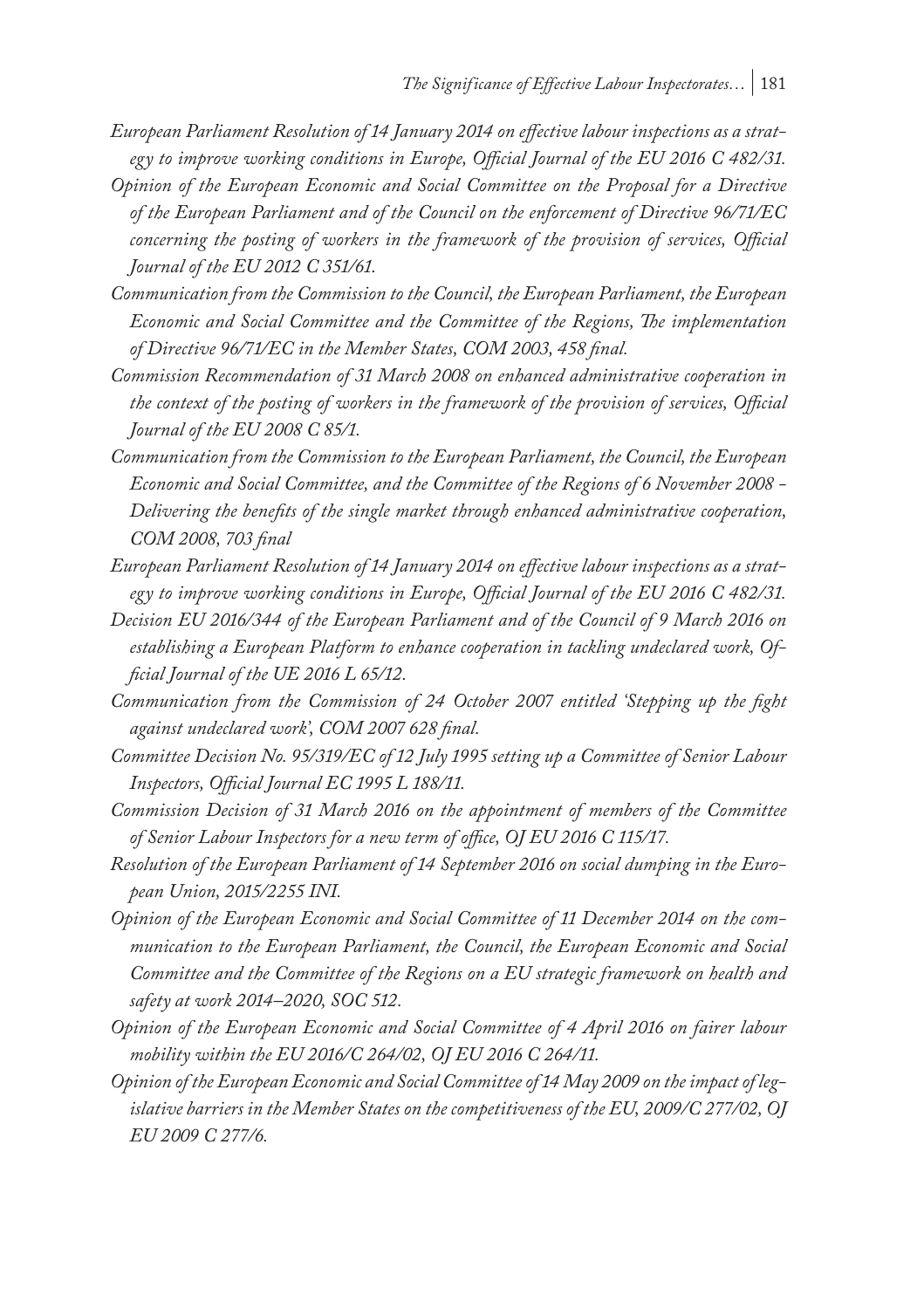*European Parliament Resolution of 14 January 2014 on effective labour inspections as a strategy to improve working conditions in Europe, Official Journal of the EU 2016 C 482/31.*

*Opinion of the European Economic and Social Committee on the Proposal for a Directive of the European Parliament and of the Council on the enforcement of Directive 96/71/EC concerning the posting of workers in the framework of the provision of services, Official Journal of the EU 2012 C 351/61.*

*Communication from the Commission to the Council, the European Parliament, the European Economic and Social Committee and the Committee of the Regions, The implementation of Directive 96/71/EC in the Member States, COM 2003, 458 final.*

*Commission Recommendation of 31 March 2008 on enhanced administrative cooperation in the context of the posting of workers in the framework of the provision of services, Official Journal of the EU 2008 C 85/1.*

*Communication from the Commission to the European Parliament, the Council, the European Economic and Social Committee, and the Committee of the Regions of 6 November 2008 - Delivering the benefits of the single market through enhanced administrative cooperation, COM 2008, 703 final*

*European Parliament Resolution of 14 January 2014 on effective labour inspections as a strategy to improve working conditions in Europe, Official Journal of the EU 2016 C 482/31.*

*Decision EU 2016/344 of the European Parliament and of the Council of 9 March 2016 on establishing a European Platform to enhance cooperation in tackling undeclared work, Official Journal of the UE 2016 L 65/12.*

*Communication from the Commission of 24 October 2007 entitled 'Stepping up the fight against undeclared work', COM 2007 628 final.*

*Committee Decision No. 95/319/EC of 12 July 1995 setting up a Committee of Senior Labour Inspectors, Official Journal EC 1995 L 188/11.*

*Commission Decision of 31 March 2016 on the appointment of members of the Committee of Senior Labour Inspectors for a new term of office, OJ EU 2016 C 115/17.*

*Resolution of the European Parliament of 14 September 2016 on social dumping in the European Union, 2015/2255 INI.*

*Opinion of the European Economic and Social Committee of 11 December 2014 on the communication to the European Parliament, the Council, the European Economic and Social Committee and the Committee of the Regions on a EU strategic framework on health and safety at work 2014–2020, SOC 512.*

*Opinion of the European Economic and Social Committee of 4 April 2016 on fairer labour mobility within the EU 2016/C 264/02, OJ EU 2016 C 264/11.*

*Opinion of the European Economic and Social Committee of 14 May 2009 on the impact of legislative barriers in the Member States on the competitiveness of the EU, 2009/C 277/02, OJ EU 2009 C 277/6.*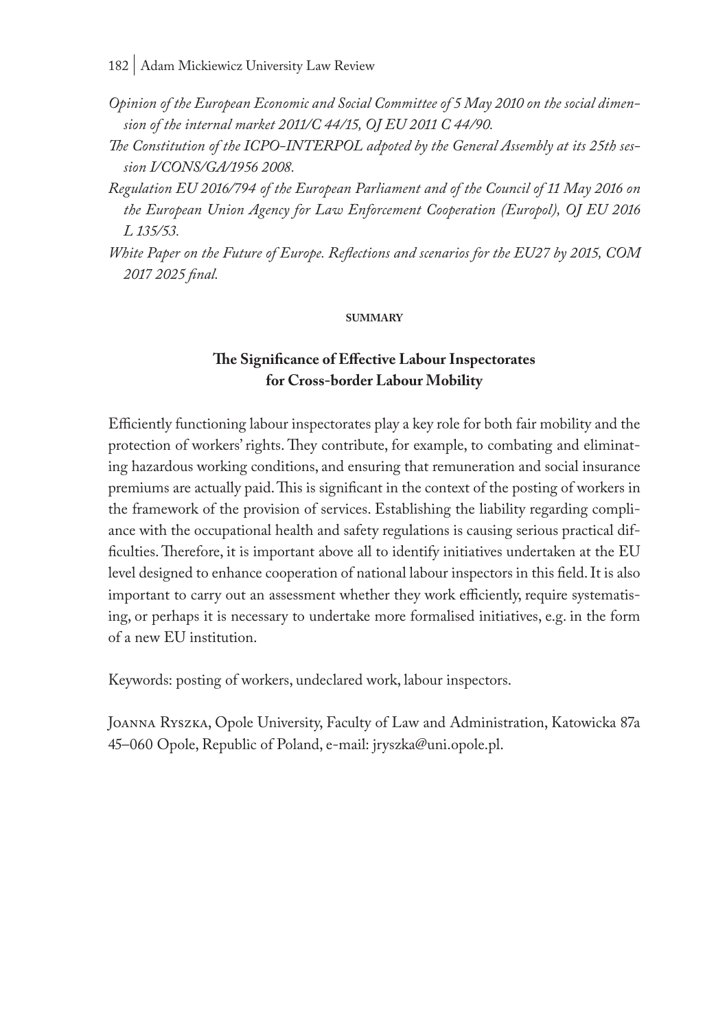*Opinion of the European Economic and Social Committee of 5 May 2010 on the social dimension of the internal market 2011/C 44/15, OJ EU 2011 C 44/90.*

*The Constitution of the ICPO-INTERPOL adpoted by the General Assembly at its 25th session I/CONS/GA/1956 2008.*

*Regulation EU 2016/794 of the European Parliament and of the Council of 11 May 2016 on the European Union Agency for Law Enforcement Cooperation (Europol), OJ EU 2016 L 135/53.*

*White Paper on the Future of Europe. Reflections and scenarios for the EU27 by 2015, COM 2017 2025 final.*

**SUMMARY**

## The Significance of Effective Labour Inspectorates for Cross-border Labour Mobility

Efficiently functioning labour inspectorates play a key role for both fair mobility and the protection of workers' rights. They contribute, for example, to combating and eliminating hazardous working conditions, and ensuring that remuneration and social insurance premiums are actually paid. This is significant in the context of the posting of workers in the framework of the provision of services. Establishing the liability regarding compliance with the occupational health and safety regulations is causing serious practical difficulties. Therefore, it is important above all to identify initiatives undertaken at the EU level designed to enhance cooperation of national labour inspectors in this field. It is also important to carry out an assessment whether they work efficiently, require systematising, or perhaps it is necessary to undertake more formalised initiatives, e.g. in the form of a new EU institution.

Keywords: posting of workers, undeclared work, labour inspectors.

Joanna Ryszka, Opole University, Faculty of Law and Administration, Katowicka 87a 45–060 Opole, Republic of Poland, e-mail: jryszka@uni.opole.pl.